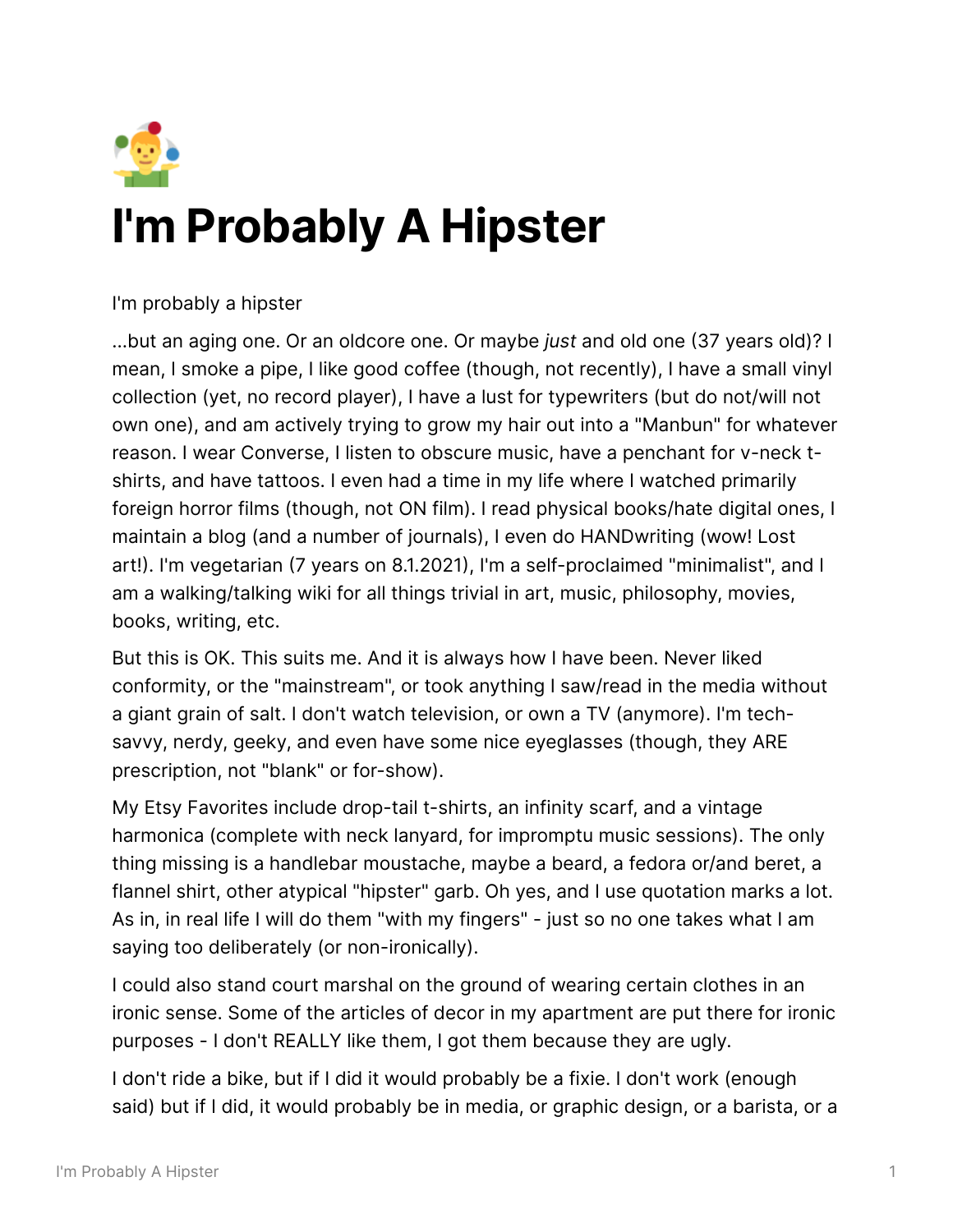🤹‍♂️

# I'm Probably A Hipster

I'm probably a hipster

...but an aging one. Or an oldcore one. Or maybe *just* and old one (37 years old)? I mean, I smoke a pipe, I like good coffee (though, not recently), I have a small vinyl collection (yet, no record player), I have a lust for typewriters (but do not/will not own one), and am actively trying to grow my hair out into a "Manbun" for whatever reason. I wear Converse, I listen to obscure music, have a penchant for v-neck t-shirts, and have tattoos. I even had a time in my life where I watched primarily foreign horror films (though, not ON film). I read physical books/hate digital ones, I maintain a blog (and a number of journals), I even do HANDwriting (wow! Lost art!). I'm vegetarian (7 years on 8.1.2021), I'm a self-proclaimed "minimalist", and I am a walking/talking wiki for all things trivial in art, music, philosophy, movies, books, writing, etc.

But this is OK. This suits me. And it is always how I have been. Never liked conformity, or the "mainstream", or took anything I saw/read in the media without a giant grain of salt. I don't watch television, or own a TV (anymore). I'm tech-savvy, nerdy, geeky, and even have some nice eyeglasses (though, they ARE prescription, not "blank" or for-show).

My Etsy Favorites include drop-tail t-shirts, an infinity scarf, and a vintage harmonica (complete with neck lanyard, for impromptu music sessions). The only thing missing is a handlebar moustache, maybe a beard, a fedora or/and beret, a flannel shirt, other atypical "hipster" garb. Oh yes, and I use quotation marks a lot. As in, in real life I will do them "with my fingers" - just so no one takes what I am saying too deliberately (or non-ironically).

I could also stand court marshal on the ground of wearing certain clothes in an ironic sense. Some of the articles of decor in my apartment are put there for ironic purposes - I don't REALLY like them, I got them because they are ugly.

I don't ride a bike, but if I did it would probably be a fixie. I don't work (enough said) but if I did, it would probably be in media, or graphic design, or a barista, or a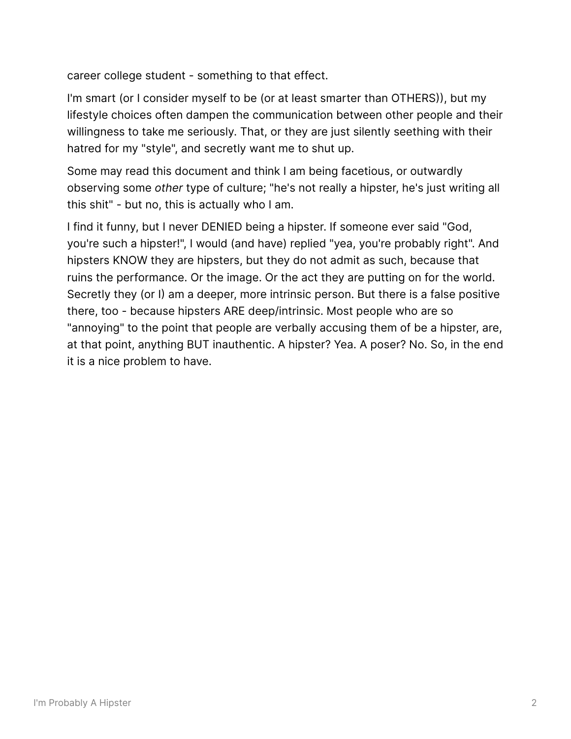career college student - something to that effect.

I'm smart (or I consider myself to be (or at least smarter than OTHERS)), but my lifestyle choices often dampen the communication between other people and their willingness to take me seriously. That, or they are just silently seething with their hatred for my "style", and secretly want me to shut up.

Some may read this document and think I am being facetious, or outwardly observing some *other* type of culture; "he's not really a hipster, he's just writing all this shit" - but no, this is actually who I am.

I find it funny, but I never DENIED being a hipster. If someone ever said "God, you're such a hipster!", I would (and have) replied "yea, you're probably right". And hipsters KNOW they are hipsters, but they do not admit as such, because that ruins the performance. Or the image. Or the act they are putting on for the world. Secretly they (or I) am a deeper, more intrinsic person. But there is a false positive there, too - because hipsters ARE deep/intrinsic. Most people who are so "annoying" to the point that people are verbally accusing them of be a hipster, are, at that point, anything BUT inauthentic. A hipster? Yea. A poser? No. So, in the end it is a nice problem to have.